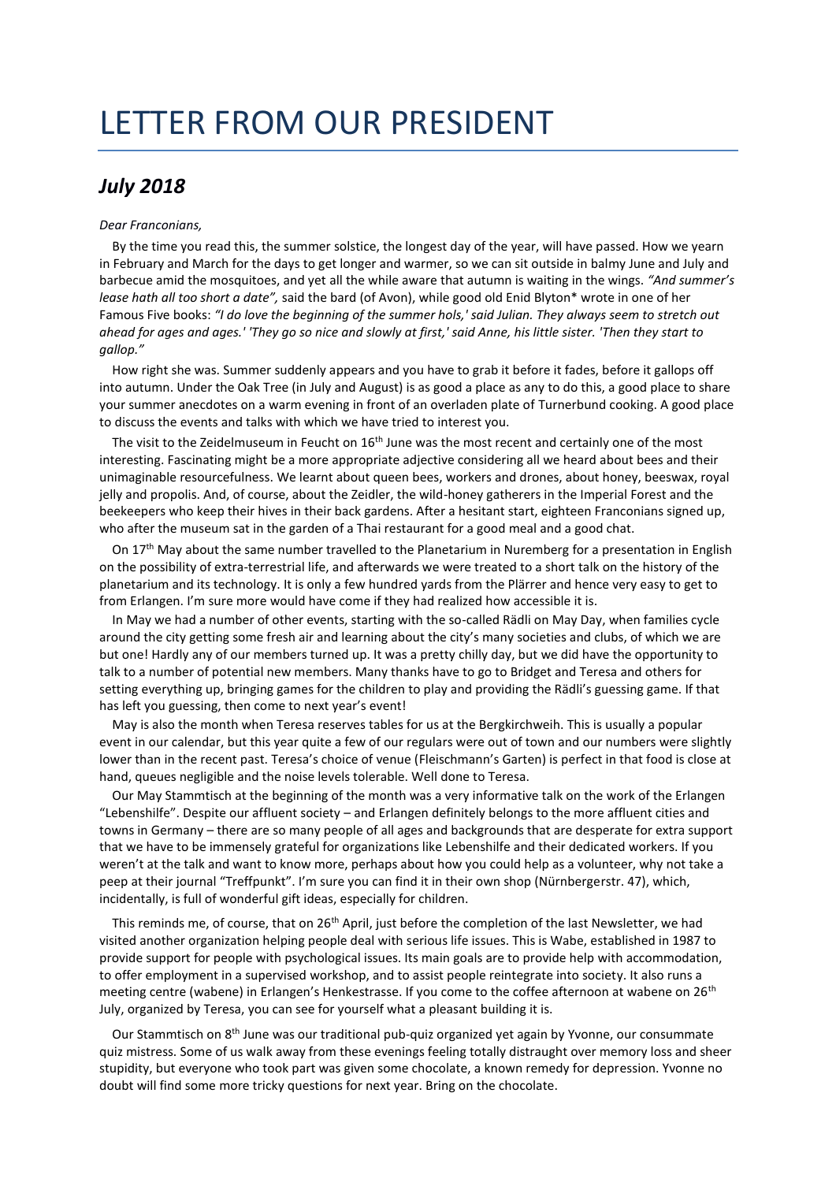# LETTER FROM OUR PRESIDENT

## *July 2018*

*Dear Franconians,*

By the time you read this, the summer solstice, the longest day of the year, will have passed. How we yearn in February and March for the days to get longer and warmer, so we can sit outside in balmy June and July and barbecue amid the mosquitoes, and yet all the while aware that autumn is waiting in the wings. *"And summer's lease hath all too short a date",* said the bard (of Avon), while good old Enid Blyton* wrote in one of her Famous Five books: *"I do love the beginning of the summer hols,' said Julian. They always seem to stretch out ahead for ages and ages.' 'They go so nice and slowly at first,' said Anne, his little sister. 'Then they start to gallop."*

How right she was. Summer suddenly appears and you have to grab it before it fades, before it gallops off into autumn. Under the Oak Tree (in July and August) is as good a place as any to do this, a good place to share your summer anecdotes on a warm evening in front of an overladen plate of Turnerbund cooking. A good place to discuss the events and talks with which we have tried to interest you.

The visit to the Zeidelmuseum in Feucht on 16th June was the most recent and certainly one of the most interesting. Fascinating might be a more appropriate adjective considering all we heard about bees and their unimaginable resourcefulness. We learnt about queen bees, workers and drones, about honey, beeswax, royal jelly and propolis. And, of course, about the Zeidler, the wild-honey gatherers in the Imperial Forest and the beekeepers who keep their hives in their back gardens. After a hesitant start, eighteen Franconians signed up, who after the museum sat in the garden of a Thai restaurant for a good meal and a good chat.

On 17th May about the same number travelled to the Planetarium in Nuremberg for a presentation in English on the possibility of extra-terrestrial life, and afterwards we were treated to a short talk on the history of the planetarium and its technology. It is only a few hundred yards from the Plärrer and hence very easy to get to from Erlangen. I'm sure more would have come if they had realized how accessible it is.

In May we had a number of other events, starting with the so-called Rädli on May Day, when families cycle around the city getting some fresh air and learning about the city's many societies and clubs, of which we are but one! Hardly any of our members turned up. It was a pretty chilly day, but we did have the opportunity to talk to a number of potential new members. Many thanks have to go to Bridget and Teresa and others for setting everything up, bringing games for the children to play and providing the Rädli's guessing game. If that has left you guessing, then come to next year's event!

May is also the month when Teresa reserves tables for us at the Bergkirchweih. This is usually a popular event in our calendar, but this year quite a few of our regulars were out of town and our numbers were slightly lower than in the recent past. Teresa's choice of venue (Fleischmann's Garten) is perfect in that food is close at hand, queues negligible and the noise levels tolerable. Well done to Teresa.

Our May Stammtisch at the beginning of the month was a very informative talk on the work of the Erlangen "Lebenshilfe". Despite our affluent society – and Erlangen definitely belongs to the more affluent cities and towns in Germany – there are so many people of all ages and backgrounds that are desperate for extra support that we have to be immensely grateful for organizations like Lebenshilfe and their dedicated workers. If you weren't at the talk and want to know more, perhaps about how you could help as a volunteer, why not take a peep at their journal "Treffpunkt". I'm sure you can find it in their own shop (Nürnbergerstr. 47), which, incidentally, is full of wonderful gift ideas, especially for children.

This reminds me, of course, that on 26th April, just before the completion of the last Newsletter, we had visited another organization helping people deal with serious life issues. This is Wabe, established in 1987 to provide support for people with psychological issues. Its main goals are to provide help with accommodation, to offer employment in a supervised workshop, and to assist people reintegrate into society. It also runs a meeting centre (wabene) in Erlangen's Henkestrasse. If you come to the coffee afternoon at wabene on 26th July, organized by Teresa, you can see for yourself what a pleasant building it is.

Our Stammtisch on 8th June was our traditional pub-quiz organized yet again by Yvonne, our consummate quiz mistress. Some of us walk away from these evenings feeling totally distraught over memory loss and sheer stupidity, but everyone who took part was given some chocolate, a known remedy for depression. Yvonne no doubt will find some more tricky questions for next year. Bring on the chocolate.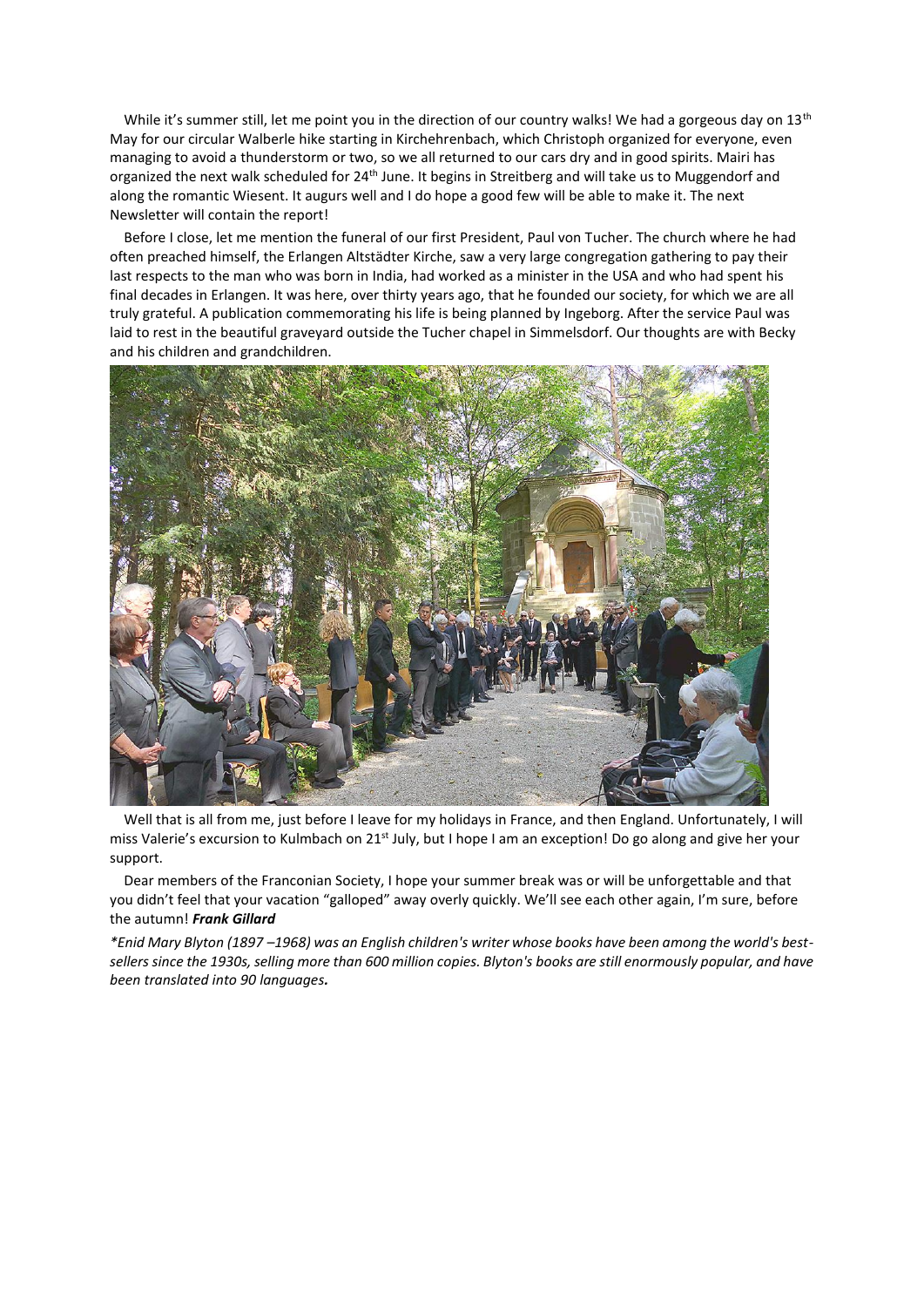While it's summer still, let me point you in the direction of our country walks! We had a gorgeous day on 13th May for our circular Walberle hike starting in Kirchehrenbach, which Christoph organized for everyone, even managing to avoid a thunderstorm or two, so we all returned to our cars dry and in good spirits. Mairi has organized the next walk scheduled for 24th June. It begins in Streitberg and will take us to Muggendorf and along the romantic Wiesent. It augurs well and I do hope a good few will be able to make it. The next Newsletter will contain the report!

Before I close, let me mention the funeral of our first President, Paul von Tucher. The church where he had often preached himself, the Erlangen Altstädter Kirche, saw a very large congregation gathering to pay their last respects to the man who was born in India, had worked as a minister in the USA and who had spent his final decades in Erlangen. It was here, over thirty years ago, that he founded our society, for which we are all truly grateful. A publication commemorating his life is being planned by Ingeborg. After the service Paul was laid to rest in the beautiful graveyard outside the Tucher chapel in Simmelsdorf. Our thoughts are with Becky and his children and grandchildren.

Well that is all from me, just before I leave for my holidays in France, and then England. Unfortunately, I will miss Valerie's excursion to Kulmbach on 21st July, but I hope I am an exception! Do go along and give her your support.

Dear members of the Franconian Society, I hope your summer break was or will be unforgettable and that you didn't feel that your vacation "galloped" away overly quickly. We'll see each other again, I'm sure, before the autumn! ***Frank Gillard***

*\*Enid Mary Blyton (1897 –1968) was an English children's writer whose books have been among the world's best-sellers since the 1930s, selling more than 600 million copies. Blyton's books are still enormously popular, and have been translated into 90 languages.*